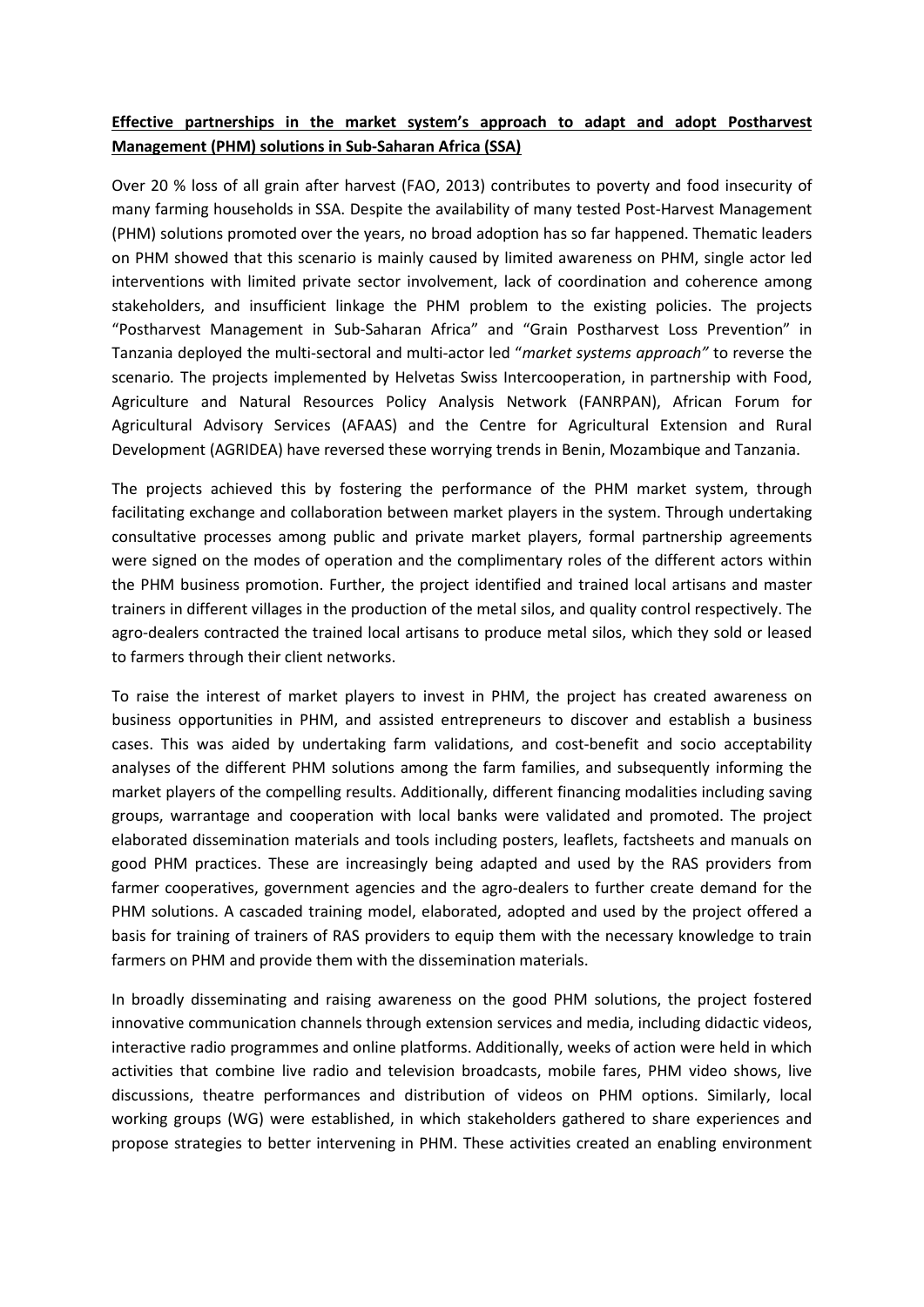**Effective partnerships in the market system's approach to adapt and adopt Postharvest Management (PHM) solutions in Sub-Saharan Africa (SSA)**

Over 20 % loss of all grain after harvest (FAO, 2013) contributes to poverty and food insecurity of many farming households in SSA. Despite the availability of many tested Post-Harvest Management (PHM) solutions promoted over the years, no broad adoption has so far happened. Thematic leaders on PHM showed that this scenario is mainly caused by limited awareness on PHM, single actor led interventions with limited private sector involvement, lack of coordination and coherence among stakeholders, and insufficient linkage the PHM problem to the existing policies. The projects "Postharvest Management in Sub-Saharan Africa" and "Grain Postharvest Loss Prevention" in Tanzania deployed the multi-sectoral and multi-actor led "*market systems approach"* to reverse the scenario. The projects implemented by Helvetas Swiss Intercooperation, in partnership with Food, Agriculture and Natural Resources Policy Analysis Network (FANRPAN), African Forum for Agricultural Advisory Services (AFAAS) and the Centre for Agricultural Extension and Rural Development (AGRIDEA) have reversed these worrying trends in Benin, Mozambique and Tanzania.

The projects achieved this by fostering the performance of the PHM market system, through facilitating exchange and collaboration between market players in the system. Through undertaking consultative processes among public and private market players, formal partnership agreements were signed on the modes of operation and the complimentary roles of the different actors within the PHM business promotion. Further, the project identified and trained local artisans and master trainers in different villages in the production of the metal silos, and quality control respectively. The agro-dealers contracted the trained local artisans to produce metal silos, which they sold or leased to farmers through their client networks.

To raise the interest of market players to invest in PHM, the project has created awareness on business opportunities in PHM, and assisted entrepreneurs to discover and establish a business cases. This was aided by undertaking farm validations, and cost-benefit and socio acceptability analyses of the different PHM solutions among the farm families, and subsequently informing the market players of the compelling results. Additionally, different financing modalities including saving groups, warrantage and cooperation with local banks were validated and promoted. The project elaborated dissemination materials and tools including posters, leaflets, factsheets and manuals on good PHM practices. These are increasingly being adapted and used by the RAS providers from farmer cooperatives, government agencies and the agro-dealers to further create demand for the PHM solutions. A cascaded training model, elaborated, adopted and used by the project offered a basis for training of trainers of RAS providers to equip them with the necessary knowledge to train farmers on PHM and provide them with the dissemination materials.

In broadly disseminating and raising awareness on the good PHM solutions, the project fostered innovative communication channels through extension services and media, including didactic videos, interactive radio programmes and online platforms. Additionally, weeks of action were held in which activities that combine live radio and television broadcasts, mobile fares, PHM video shows, live discussions, theatre performances and distribution of videos on PHM options. Similarly, local working groups (WG) were established, in which stakeholders gathered to share experiences and propose strategies to better intervening in PHM. These activities created an enabling environment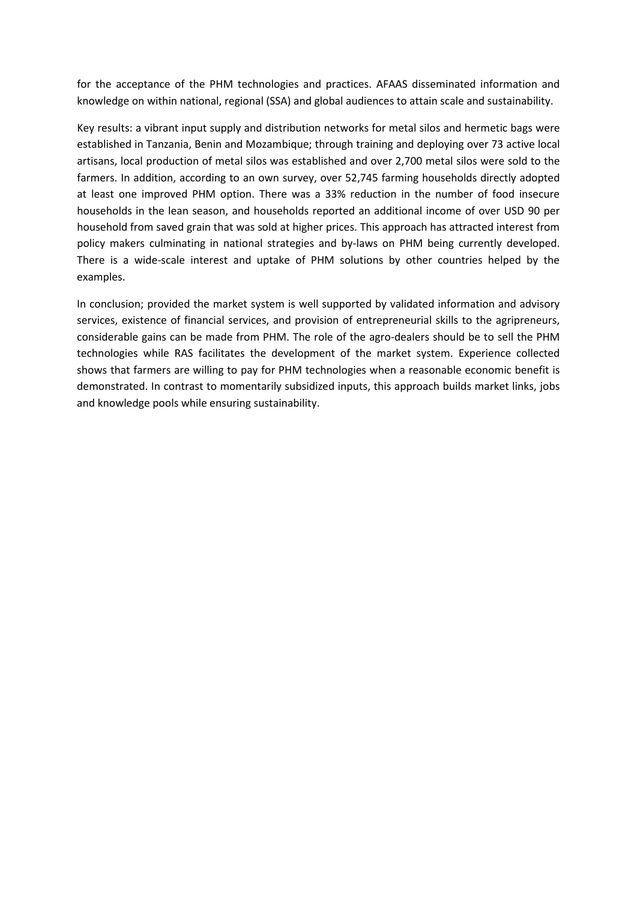for the acceptance of the PHM technologies and practices. AFAAS disseminated information and knowledge on within national, regional (SSA) and global audiences to attain scale and sustainability.

Key results: a vibrant input supply and distribution networks for metal silos and hermetic bags were established in Tanzania, Benin and Mozambique; through training and deploying over 73 active local artisans, local production of metal silos was established and over 2,700 metal silos were sold to the farmers. In addition, according to an own survey, over 52,745 farming households directly adopted at least one improved PHM option. There was a 33% reduction in the number of food insecure households in the lean season, and households reported an additional income of over USD 90 per household from saved grain that was sold at higher prices. This approach has attracted interest from policy makers culminating in national strategies and by-laws on PHM being currently developed. There is a wide-scale interest and uptake of PHM solutions by other countries helped by the examples.

In conclusion; provided the market system is well supported by validated information and advisory services, existence of financial services, and provision of entrepreneurial skills to the agripreneurs, considerable gains can be made from PHM. The role of the agro-dealers should be to sell the PHM technologies while RAS facilitates the development of the market system. Experience collected shows that farmers are willing to pay for PHM technologies when a reasonable economic benefit is demonstrated. In contrast to momentarily subsidized inputs, this approach builds market links, jobs and knowledge pools while ensuring sustainability.